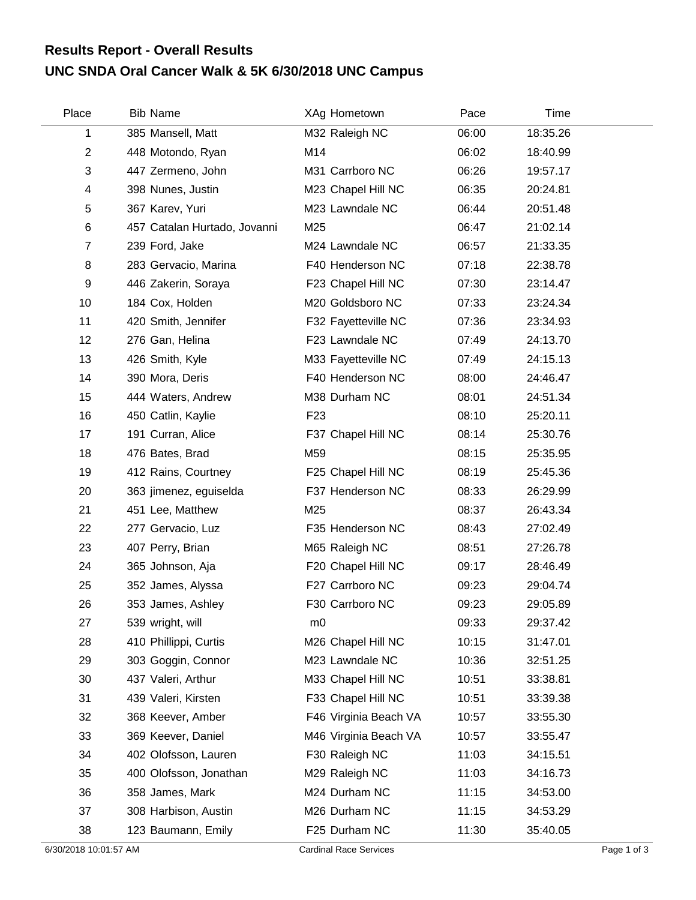# Results Report - Overall Results

## UNC SNDA Oral Cancer Walk & 5K 6/30/2018 UNC Campus

| Place | Bib | Name | XAg | Hometown | Pace | Time |
|---|---|---|---|---|---|---|
| 1 | 385 | Mansell, Matt | M32 | Raleigh NC | 06:00 | 18:35.26 |
| 2 | 448 | Motondo, Ryan | M14 | | 06:02 | 18:40.99 |
| 3 | 447 | Zermeno, John | M31 | Carrboro NC | 06:26 | 19:57.17 |
| 4 | 398 | Nunes, Justin | M23 | Chapel Hill NC | 06:35 | 20:24.81 |
| 5 | 367 | Karev, Yuri | M23 | Lawndale NC | 06:44 | 20:51.48 |
| 6 | 457 | Catalan Hurtado, Jovanni | M25 | | 06:47 | 21:02.14 |
| 7 | 239 | Ford, Jake | M24 | Lawndale NC | 06:57 | 21:33.35 |
| 8 | 283 | Gervacio, Marina | F40 | Henderson NC | 07:18 | 22:38.78 |
| 9 | 446 | Zakerin, Soraya | F23 | Chapel Hill NC | 07:30 | 23:14.47 |
| 10 | 184 | Cox, Holden | M20 | Goldsboro NC | 07:33 | 23:24.34 |
| 11 | 420 | Smith, Jennifer | F32 | Fayetteville NC | 07:36 | 23:34.93 |
| 12 | 276 | Gan, Helina | F23 | Lawndale NC | 07:49 | 24:13.70 |
| 13 | 426 | Smith, Kyle | M33 | Fayetteville NC | 07:49 | 24:15.13 |
| 14 | 390 | Mora, Deris | F40 | Henderson NC | 08:00 | 24:46.47 |
| 15 | 444 | Waters, Andrew | M38 | Durham NC | 08:01 | 24:51.34 |
| 16 | 450 | Catlin, Kaylie | F23 | | 08:10 | 25:20.11 |
| 17 | 191 | Curran, Alice | F37 | Chapel Hill NC | 08:14 | 25:30.76 |
| 18 | 476 | Bates, Brad | M59 | | 08:15 | 25:35.95 |
| 19 | 412 | Rains, Courtney | F25 | Chapel Hill NC | 08:19 | 25:45.36 |
| 20 | 363 | jimenez, eguiselda | F37 | Henderson NC | 08:33 | 26:29.99 |
| 21 | 451 | Lee, Matthew | M25 | | 08:37 | 26:43.34 |
| 22 | 277 | Gervacio, Luz | F35 | Henderson NC | 08:43 | 27:02.49 |
| 23 | 407 | Perry, Brian | M65 | Raleigh NC | 08:51 | 27:26.78 |
| 24 | 365 | Johnson, Aja | F20 | Chapel Hill NC | 09:17 | 28:46.49 |
| 25 | 352 | James, Alyssa | F27 | Carrboro NC | 09:23 | 29:04.74 |
| 26 | 353 | James, Ashley | F30 | Carrboro NC | 09:23 | 29:05.89 |
| 27 | 539 | wright, will | m0 | | 09:33 | 29:37.42 |
| 28 | 410 | Phillippi, Curtis | M26 | Chapel Hill NC | 10:15 | 31:47.01 |
| 29 | 303 | Goggin, Connor | M23 | Lawndale NC | 10:36 | 32:51.25 |
| 30 | 437 | Valeri, Arthur | M33 | Chapel Hill NC | 10:51 | 33:38.81 |
| 31 | 439 | Valeri, Kirsten | F33 | Chapel Hill NC | 10:51 | 33:39.38 |
| 32 | 368 | Keever, Amber | F46 | Virginia Beach VA | 10:57 | 33:55.30 |
| 33 | 369 | Keever, Daniel | M46 | Virginia Beach VA | 10:57 | 33:55.47 |
| 34 | 402 | Olofsson, Lauren | F30 | Raleigh NC | 11:03 | 34:15.51 |
| 35 | 400 | Olofsson, Jonathan | M29 | Raleigh NC | 11:03 | 34:16.73 |
| 36 | 358 | James, Mark | M24 | Durham NC | 11:15 | 34:53.00 |
| 37 | 308 | Harbison, Austin | M26 | Durham NC | 11:15 | 34:53.29 |
| 38 | 123 | Baumann, Emily | F25 | Durham NC | 11:30 | 35:40.05 |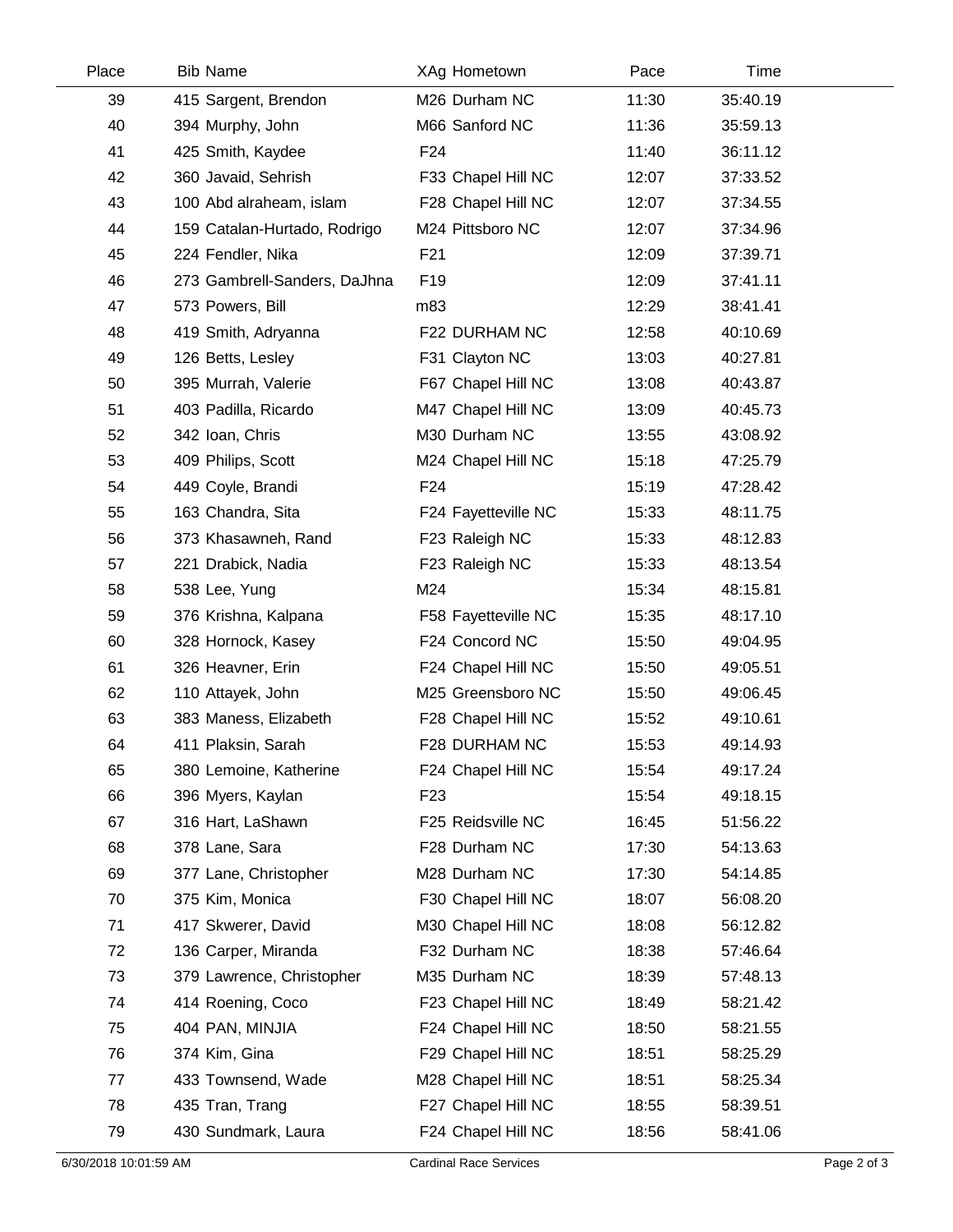| Place | Bib | Name | XAg | Hometown | Pace | Time |
|---|---|---|---|---|---|---|
| 39 | 415 | Sargent, Brendon | M26 | Durham NC | 11:30 | 35:40.19 |
| 40 | 394 | Murphy, John | M66 | Sanford NC | 11:36 | 35:59.13 |
| 41 | 425 | Smith, Kaydee | F24 | | 11:40 | 36:11.12 |
| 42 | 360 | Javaid, Sehrish | F33 | Chapel Hill NC | 12:07 | 37:33.52 |
| 43 | 100 | Abd alraheam, islam | F28 | Chapel Hill NC | 12:07 | 37:34.55 |
| 44 | 159 | Catalan-Hurtado, Rodrigo | M24 | Pittsboro NC | 12:07 | 37:34.96 |
| 45 | 224 | Fendler, Nika | F21 | | 12:09 | 37:39.71 |
| 46 | 273 | Gambrell-Sanders, DaJhna | F19 | | 12:09 | 37:41.11 |
| 47 | 573 | Powers, Bill | m83 | | 12:29 | 38:41.41 |
| 48 | 419 | Smith, Adryanna | F22 | DURHAM NC | 12:58 | 40:10.69 |
| 49 | 126 | Betts, Lesley | F31 | Clayton NC | 13:03 | 40:27.81 |
| 50 | 395 | Murrah, Valerie | F67 | Chapel Hill NC | 13:08 | 40:43.87 |
| 51 | 403 | Padilla, Ricardo | M47 | Chapel Hill NC | 13:09 | 40:45.73 |
| 52 | 342 | Ioan, Chris | M30 | Durham NC | 13:55 | 43:08.92 |
| 53 | 409 | Philips, Scott | M24 | Chapel Hill NC | 15:18 | 47:25.79 |
| 54 | 449 | Coyle, Brandi | F24 | | 15:19 | 47:28.42 |
| 55 | 163 | Chandra, Sita | F24 | Fayetteville NC | 15:33 | 48:11.75 |
| 56 | 373 | Khasawneh, Rand | F23 | Raleigh NC | 15:33 | 48:12.83 |
| 57 | 221 | Drabick, Nadia | F23 | Raleigh NC | 15:33 | 48:13.54 |
| 58 | 538 | Lee, Yung | M24 | | 15:34 | 48:15.81 |
| 59 | 376 | Krishna, Kalpana | F58 | Fayetteville NC | 15:35 | 48:17.10 |
| 60 | 328 | Hornock, Kasey | F24 | Concord NC | 15:50 | 49:04.95 |
| 61 | 326 | Heavner, Erin | F24 | Chapel Hill NC | 15:50 | 49:05.51 |
| 62 | 110 | Attayek, John | M25 | Greensboro NC | 15:50 | 49:06.45 |
| 63 | 383 | Maness, Elizabeth | F28 | Chapel Hill NC | 15:52 | 49:10.61 |
| 64 | 411 | Plaksin, Sarah | F28 | DURHAM NC | 15:53 | 49:14.93 |
| 65 | 380 | Lemoine, Katherine | F24 | Chapel Hill NC | 15:54 | 49:17.24 |
| 66 | 396 | Myers, Kaylan | F23 | | 15:54 | 49:18.15 |
| 67 | 316 | Hart, LaShawn | F25 | Reidsville NC | 16:45 | 51:56.22 |
| 68 | 378 | Lane, Sara | F28 | Durham NC | 17:30 | 54:13.63 |
| 69 | 377 | Lane, Christopher | M28 | Durham NC | 17:30 | 54:14.85 |
| 70 | 375 | Kim, Monica | F30 | Chapel Hill NC | 18:07 | 56:08.20 |
| 71 | 417 | Skwerer, David | M30 | Chapel Hill NC | 18:08 | 56:12.82 |
| 72 | 136 | Carper, Miranda | F32 | Durham NC | 18:38 | 57:46.64 |
| 73 | 379 | Lawrence, Christopher | M35 | Durham NC | 18:39 | 57:48.13 |
| 74 | 414 | Roening, Coco | F23 | Chapel Hill NC | 18:49 | 58:21.42 |
| 75 | 404 | PAN, MINJIA | F24 | Chapel Hill NC | 18:50 | 58:21.55 |
| 76 | 374 | Kim, Gina | F29 | Chapel Hill NC | 18:51 | 58:25.29 |
| 77 | 433 | Townsend, Wade | M28 | Chapel Hill NC | 18:51 | 58:25.34 |
| 78 | 435 | Tran, Trang | F27 | Chapel Hill NC | 18:55 | 58:39.51 |
| 79 | 430 | Sundmark, Laura | F24 | Chapel Hill NC | 18:56 | 58:41.06 |

6/30/2018 10:01:59 AM Cardinal Race Services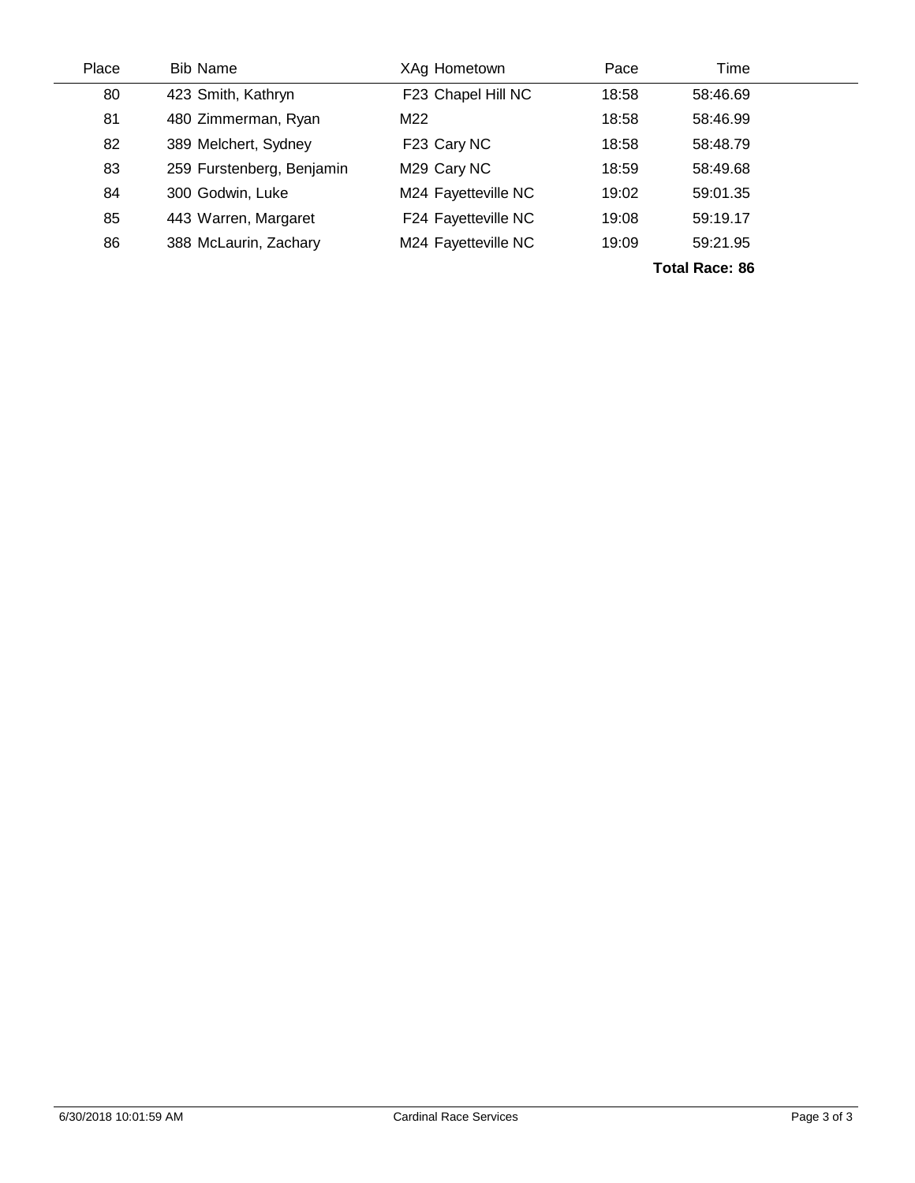| Place | Bib | Name | XAg | Hometown | Pace | Time |
|---|---|---|---|---|---|---|
| 80 | 423 | Smith, Kathryn | F23 | Chapel Hill NC | 18:58 | 58:46.69 |
| 81 | 480 | Zimmerman, Ryan | M22 | | 18:58 | 58:46.99 |
| 82 | 389 | Melchert, Sydney | F23 | Cary NC | 18:58 | 58:48.79 |
| 83 | 259 | Furstenberg, Benjamin | M29 | Cary NC | 18:59 | 58:49.68 |
| 84 | 300 | Godwin, Luke | M24 | Fayetteville NC | 19:02 | 59:01.35 |
| 85 | 443 | Warren, Margaret | F24 | Fayetteville NC | 19:08 | 59:19.17 |
| 86 | 388 | McLaurin, Zachary | M24 | Fayetteville NC | 19:09 | 59:21.95 |

**Total Race: 86**

6/30/2018 10:01:59 AM

Cardinal Race Services